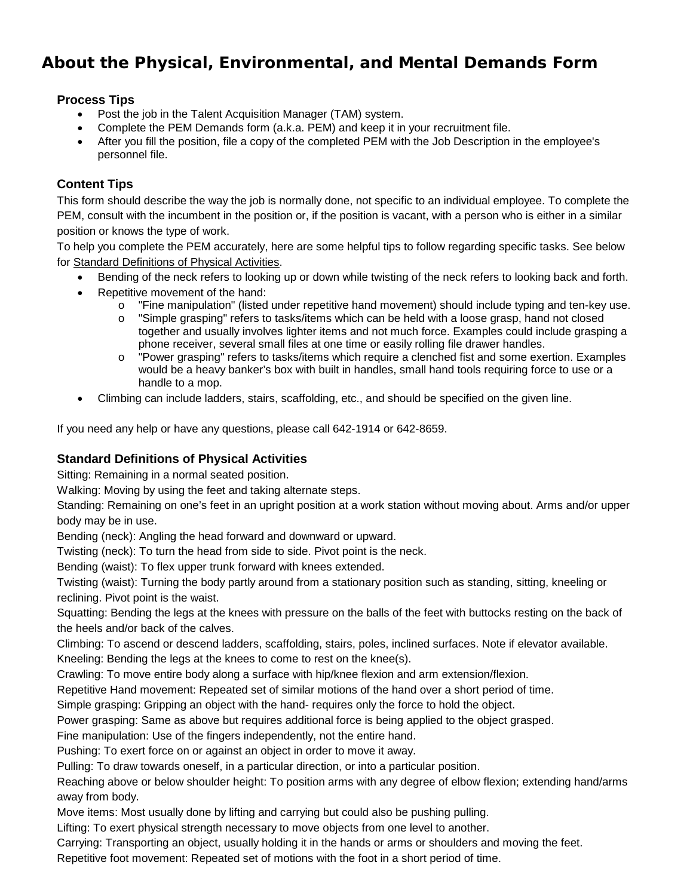# About the Physical, Environmental, and Mental Demands Form

## Process Tips

- Post the job in the Talent Acquisition Manager (TAM) system.
- Complete the PEM Demands form (a.k.a. PEM) and keep it in your recruitment file.
- After you fill the position, file a copy of the completed PEM with the Job Description in the employee's personnel file.

## Content Tips

This form should describe the way the job is normally done, not specific to an individual employee. To complete the PEM, consult with the incumbent in the position or, if the position is vacant, with a person who is either in a similar position or knows the type of work.

To help you complete the PEM accurately, here are some helpful tips to follow regarding specific tasks. See below for Standard Definitions of Physical Activities.

- Bending of the neck refers to looking up or down while twisting of the neck refers to looking back and forth.
- Repetitive movement of the hand:
  - "Fine manipulation" (listed under repetitive hand movement) should include typing and ten-key use.
  - "Simple grasping" refers to tasks/items which can be held with a loose grasp, hand not closed together and usually involves lighter items and not much force. Examples could include grasping a phone receiver, several small files at one time or easily rolling file drawer handles.
  - "Power grasping" refers to tasks/items which require a clenched fist and some exertion. Examples would be a heavy banker's box with built in handles, small hand tools requiring force to use or a handle to a mop.
- Climbing can include ladders, stairs, scaffolding, etc., and should be specified on the given line.

If you need any help or have any questions, please call 642-1914 or 642-8659.

## Standard Definitions of Physical Activities

Sitting: Remaining in a normal seated position.

Walking: Moving by using the feet and taking alternate steps.

Standing: Remaining on one's feet in an upright position at a work station without moving about. Arms and/or upper body may be in use.

Bending (neck): Angling the head forward and downward or upward.

Twisting (neck): To turn the head from side to side. Pivot point is the neck.

Bending (waist): To flex upper trunk forward with knees extended.

Twisting (waist): Turning the body partly around from a stationary position such as standing, sitting, kneeling or reclining. Pivot point is the waist.

Squatting: Bending the legs at the knees with pressure on the balls of the feet with buttocks resting on the back of the heels and/or back of the calves.

Climbing: To ascend or descend ladders, scaffolding, stairs, poles, inclined surfaces. Note if elevator available.

Kneeling: Bending the legs at the knees to come to rest on the knee(s).

Crawling: To move entire body along a surface with hip/knee flexion and arm extension/flexion.

Repetitive Hand movement: Repeated set of similar motions of the hand over a short period of time.

Simple grasping: Gripping an object with the hand- requires only the force to hold the object.

Power grasping: Same as above but requires additional force is being applied to the object grasped.

Fine manipulation: Use of the fingers independently, not the entire hand.

Pushing: To exert force on or against an object in order to move it away.

Pulling: To draw towards oneself, in a particular direction, or into a particular position.

Reaching above or below shoulder height: To position arms with any degree of elbow flexion; extending hand/arms away from body.

Move items: Most usually done by lifting and carrying but could also be pushing pulling.

Lifting: To exert physical strength necessary to move objects from one level to another.

Carrying: Transporting an object, usually holding it in the hands or arms or shoulders and moving the feet.

Repetitive foot movement: Repeated set of motions with the foot in a short period of time.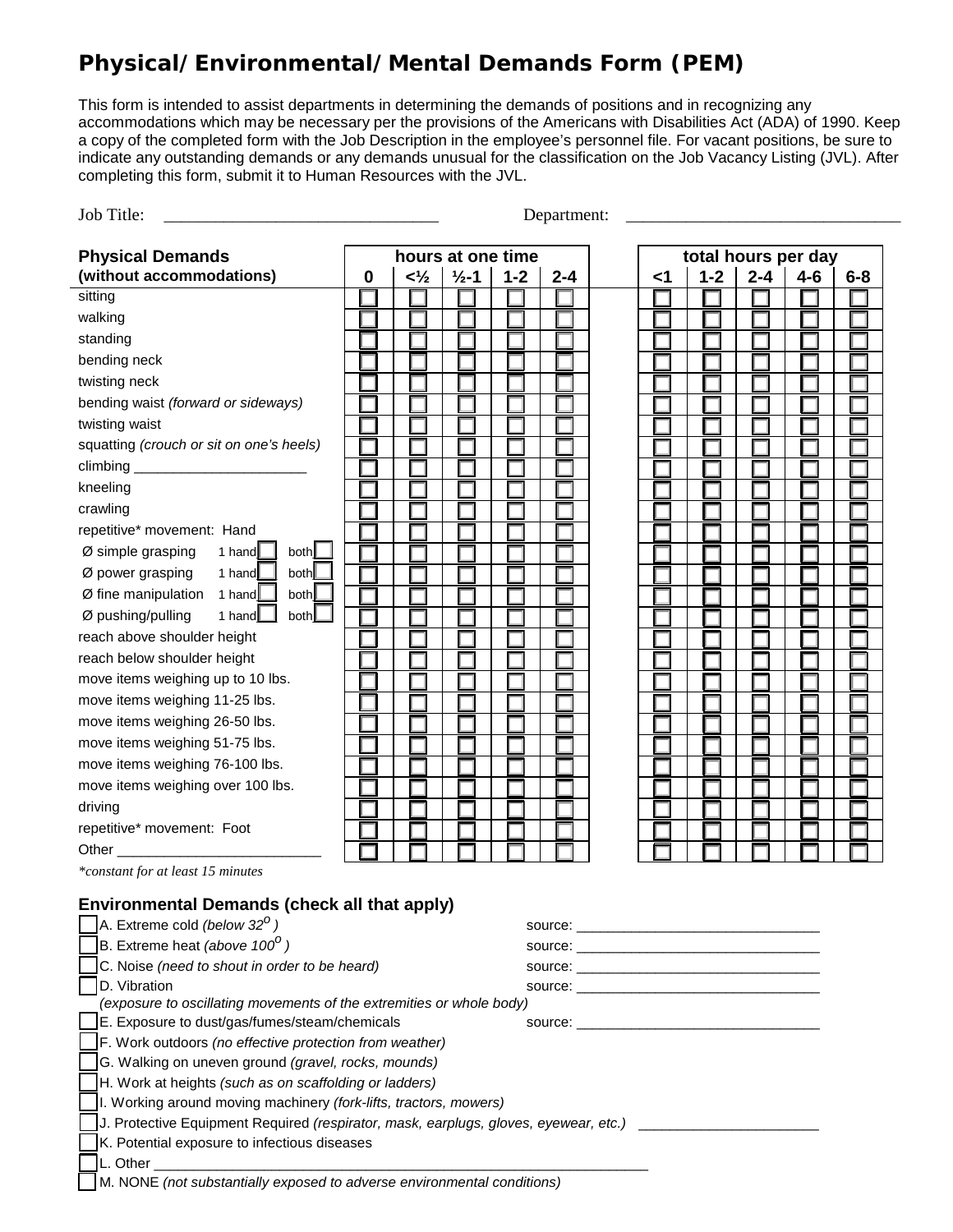# Physical/Environmental/Mental Demands Form (PEM)

This form is intended to assist departments in determining the demands of positions and in recognizing any accommodations which may be necessary per the provisions of the Americans with Disabilities Act (ADA) of 1990. Keep a copy of the completed form with the Job Description in the employee's personnel file. For vacant positions, be sure to indicate any outstanding demands or any demands unusual for the classification on the Job Vacancy Listing (JVL). After completing this form, submit it to Human Resources with the JVL.

Job Title: ______________________________ Department: ______________________________

| **Physical Demands (without accommodations)** | **hours at one time** | | | | | **total hours per day** | | | | |
|---|---|---|---|---|---|---|---|---|---|---|
| | **0** | **<½** | **½-1** | **1-2** | **2-4** | **<1** | **1-2** | **2-4** | **4-6** | **6-8** |
| sitting | ☐ | ☐ | ☐ | ☐ | ☐ | ☐ | ☐ | ☐ | ☐ | ☐ |
| walking | ☐ | ☐ | ☐ | ☐ | ☐ | ☐ | ☐ | ☐ | ☐ | ☐ |
| standing | ☐ | ☐ | ☐ | ☐ | ☐ | ☐ | ☐ | ☐ | ☐ | ☐ |
| bending neck | ☐ | ☐ | ☐ | ☐ | ☐ | ☐ | ☐ | ☐ | ☐ | ☐ |
| twisting neck | ☐ | ☐ | ☐ | ☐ | ☐ | ☐ | ☐ | ☐ | ☐ | ☐ |
| bending waist *(forward or sideways)* | ☐ | ☐ | ☐ | ☐ | ☐ | ☐ | ☐ | ☐ | ☐ | ☐ |
| twisting waist | ☐ | ☐ | ☐ | ☐ | ☐ | ☐ | ☐ | ☐ | ☐ | ☐ |
| squatting *(crouch or sit on one's heels)* | ☐ | ☐ | ☐ | ☐ | ☐ | ☐ | ☐ | ☐ | ☐ | ☐ |
| climbing ____________________ | ☐ | ☐ | ☐ | ☐ | ☐ | ☐ | ☐ | ☐ | ☐ | ☐ |
| kneeling | ☐ | ☐ | ☐ | ☐ | ☐ | ☐ | ☐ | ☐ | ☐ | ☐ |
| crawling | ☐ | ☐ | ☐ | ☐ | ☐ | ☐ | ☐ | ☐ | ☐ | ☐ |
| repetitive* movement: Hand | ☐ | ☐ | ☐ | ☐ | ☐ | ☐ | ☐ | ☐ | ☐ | ☐ |
| Ø simple grasping 1 hand ☐ both ☐ | ☐ | ☐ | ☐ | ☐ | ☐ | ☐ | ☐ | ☐ | ☐ | ☐ |
| Ø power grasping 1 hand ☐ both ☐ | ☐ | ☐ | ☐ | ☐ | ☐ | ☐ | ☐ | ☐ | ☐ | ☐ |
| Ø fine manipulation 1 hand ☐ both ☐ | ☐ | ☐ | ☐ | ☐ | ☐ | ☐ | ☐ | ☐ | ☐ | ☐ |
| Ø pushing/pulling 1 hand ☐ both ☐ | ☐ | ☐ | ☐ | ☐ | ☐ | ☐ | ☐ | ☐ | ☐ | ☐ |
| reach above shoulder height | ☐ | ☐ | ☐ | ☐ | ☐ | ☐ | ☐ | ☐ | ☐ | ☐ |
| reach below shoulder height | ☐ | ☐ | ☐ | ☐ | ☐ | ☐ | ☐ | ☐ | ☐ | ☐ |
| move items weighing up to 10 lbs. | ☐ | ☐ | ☐ | ☐ | ☐ | ☐ | ☐ | ☐ | ☐ | ☐ |
| move items weighing 11-25 lbs. | ☐ | ☐ | ☐ | ☐ | ☐ | ☐ | ☐ | ☐ | ☐ | ☐ |
| move items weighing 26-50 lbs. | ☐ | ☐ | ☐ | ☐ | ☐ | ☐ | ☐ | ☐ | ☐ | ☐ |
| move items weighing 51-75 lbs. | ☐ | ☐ | ☐ | ☐ | ☐ | ☐ | ☐ | ☐ | ☐ | ☐ |
| move items weighing 76-100 lbs. | ☐ | ☐ | ☐ | ☐ | ☐ | ☐ | ☐ | ☐ | ☐ | ☐ |
| move items weighing over 100 lbs. | ☐ | ☐ | ☐ | ☐ | ☐ | ☐ | ☐ | ☐ | ☐ | ☐ |
| driving | ☐ | ☐ | ☐ | ☐ | ☐ | ☐ | ☐ | ☐ | ☐ | ☐ |
| repetitive* movement: Foot | ☐ | ☐ | ☐ | ☐ | ☐ | ☐ | ☐ | ☐ | ☐ | ☐ |
| Other ________________________ | ☐ | ☐ | ☐ | ☐ | ☐ | ☐ | ☐ | ☐ | ☐ | ☐ |

**constant for at least 15 minutes*

### Environmental Demands (check all that apply)

- ☐ A. Extreme cold *(below 32$^o$ )* source: ____________________________
- ☐ B. Extreme heat *(above 100$^o$ )* source: ____________________________
- ☐ C. Noise *(need to shout in order to be heard)* source: ____________________________
- ☐ D. Vibration source: ____________________________
  *(exposure to oscillating movements of the extremities or whole body)*
- ☐ E. Exposure to dust/gas/fumes/steam/chemicals source: ____________________________
- ☐ F. Work outdoors *(no effective protection from weather)*
- ☐ G. Walking on uneven ground *(gravel, rocks, mounds)*
- ☐ H. Work at heights *(such as on scaffolding or ladders)*
- ☐ I. Working around moving machinery *(fork-lifts, tractors, mowers)*
- ☐ J. Protective Equipment Required *(respirator, mask, earplugs, gloves, eyewear, etc.)* ____________________
- ☐ K. Potential exposure to infectious diseases
- ☐ L. Other ____________________________________________________________
- ☐ M. NONE *(not substantially exposed to adverse environmental conditions)*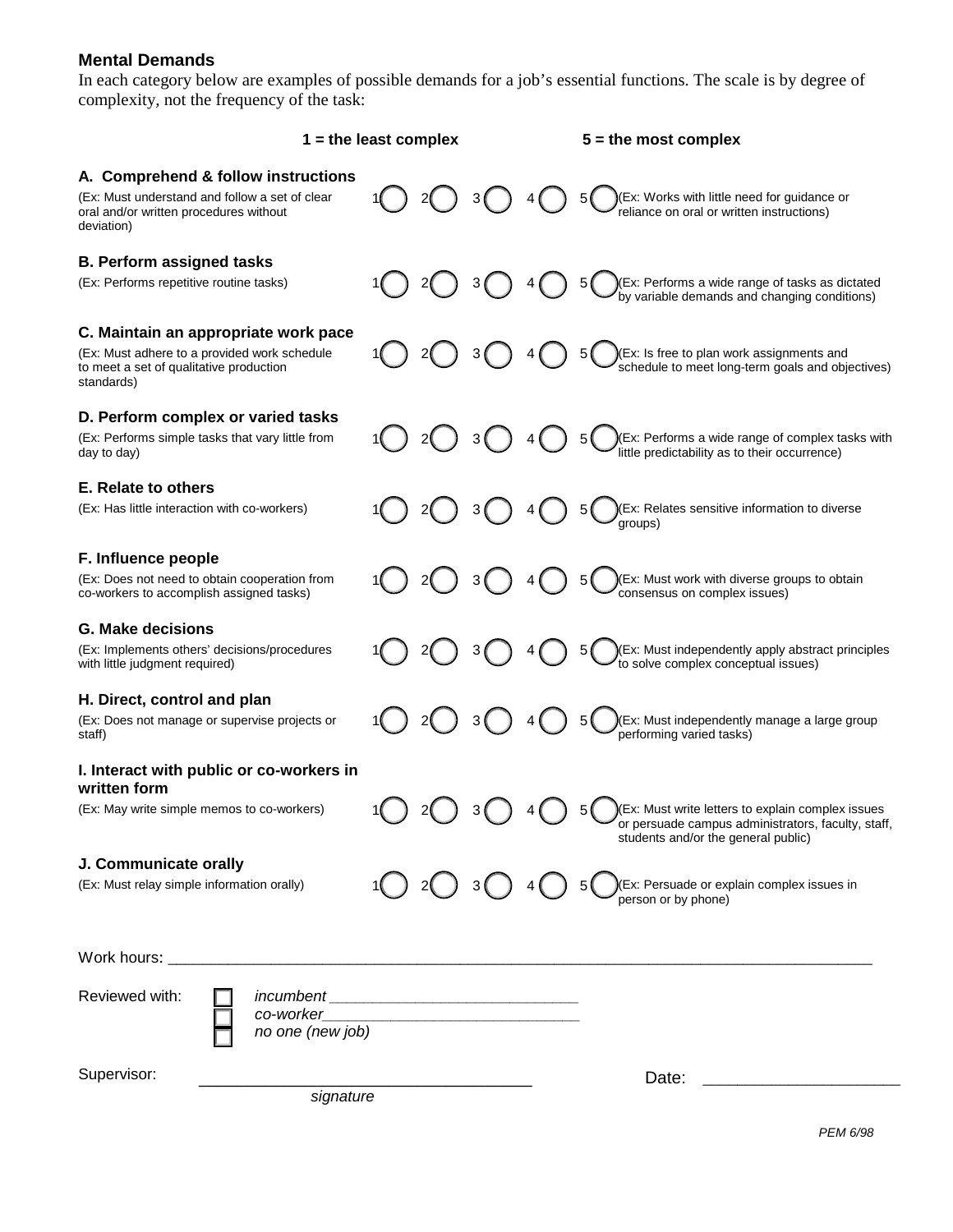## Mental Demands

In each category below are examples of possible demands for a job's essential functions. The scale is by degree of complexity, not the frequency of the task:

**1 = the least complex** **5 = the most complex**

| Category | 1 | 2 | 3 | 4 | 5 | |
|---|---|---|---|---|---|---|
| **A. Comprehend & follow instructions** (Ex: Must understand and follow a set of clear oral and/or written procedures without deviation) | ◯ | ◯ | ◯ | ◯ | ◯ | (Ex: Works with little need for guidance or reliance on oral or written instructions) |
| **B. Perform assigned tasks** (Ex: Performs repetitive routine tasks) | ◯ | ◯ | ◯ | ◯ | ◯ | (Ex: Performs a wide range of tasks as dictated by variable demands and changing conditions) |
| **C. Maintain an appropriate work pace** (Ex: Must adhere to a provided work schedule to meet a set of qualitative production standards) | ◯ | ◯ | ◯ | ◯ | ◯ | (Ex: Is free to plan work assignments and schedule to meet long-term goals and objectives) |
| **D. Perform complex or varied tasks** (Ex: Performs simple tasks that vary little from day to day) | ◯ | ◯ | ◯ | ◯ | ◯ | (Ex: Performs a wide range of complex tasks with little predictability as to their occurrence) |
| **E. Relate to others** (Ex: Has little interaction with co-workers) | ◯ | ◯ | ◯ | ◯ | ◯ | (Ex: Relates sensitive information to diverse groups) |
| **F. Influence people** (Ex: Does not need to obtain cooperation from co-workers to accomplish assigned tasks) | ◯ | ◯ | ◯ | ◯ | ◯ | (Ex: Must work with diverse groups to obtain consensus on complex issues) |
| **G. Make decisions** (Ex: Implements others' decisions/procedures with little judgment required) | ◯ | ◯ | ◯ | ◯ | ◯ | (Ex: Must independently apply abstract principles to solve complex conceptual issues) |
| **H. Direct, control and plan** (Ex: Does not manage or supervise projects or staff) | ◯ | ◯ | ◯ | ◯ | ◯ | (Ex: Must independently manage a large group performing varied tasks) |
| **I. Interact with public or co-workers in written form** (Ex: May write simple memos to co-workers) | ◯ | ◯ | ◯ | ◯ | ◯ | (Ex: Must write letters to explain complex issues or persuade campus administrators, faculty, staff, students and/or the general public) |
| **J. Communicate orally** (Ex: Must relay simple information orally) | ◯ | ◯ | ◯ | ◯ | ◯ | (Ex: Persuade or explain complex issues in person or by phone) |

Work hours: ______________________________________________

Reviewed with:
- ☐ *incumbent* ____________________________
- ☐ *co-worker* ____________________________
- ☐ *no one (new job)*

Supervisor: ______________________________ Date: ____________________

*signature*

*PEM 6/98*